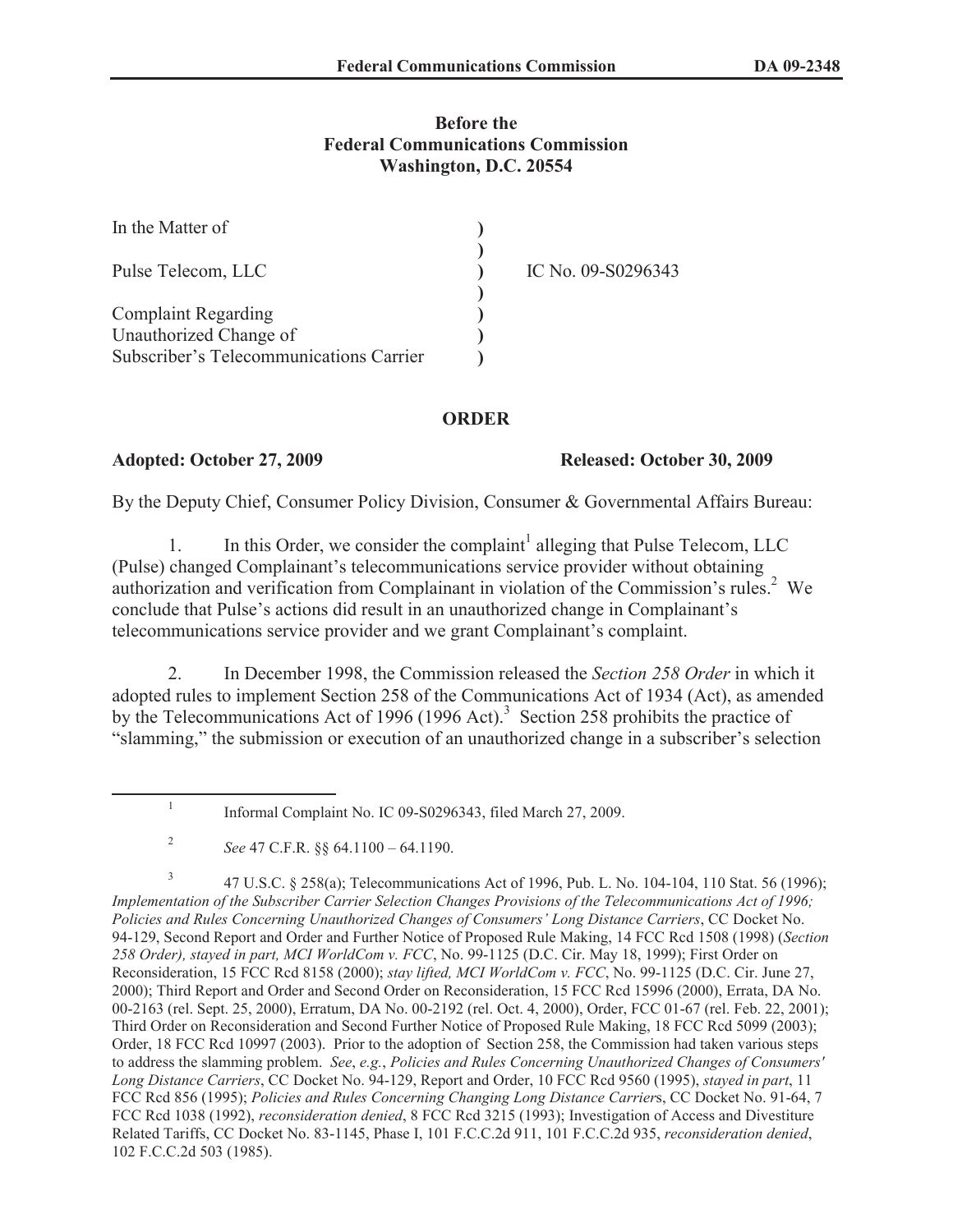**Before the**
**Federal Communications Commission**
**Washington, D.C. 20554**

| | | |
|---|---|---|
| In the Matter of | ) | |
| | ) | |
| Pulse Telecom, LLC | ) | IC No. 09-S0296343 |
| | ) | |
| Complaint Regarding | ) | |
| Unauthorized Change of | ) | |
| Subscriber's Telecommunications Carrier | ) | |

## ORDER

**Adopted: October 27, 2009** **Released: October 30, 2009**

By the Deputy Chief, Consumer Policy Division, Consumer & Governmental Affairs Bureau:

1. In this Order, we consider the complaint[1] alleging that Pulse Telecom, LLC (Pulse) changed Complainant's telecommunications service provider without obtaining authorization and verification from Complainant in violation of the Commission's rules.[2] We conclude that Pulse's actions did result in an unauthorized change in Complainant's telecommunications service provider and we grant Complainant's complaint.

2. In December 1998, the Commission released the *Section 258 Order* in which it adopted rules to implement Section 258 of the Communications Act of 1934 (Act), as amended by the Telecommunications Act of 1996 (1996 Act).[3] Section 258 prohibits the practice of "slamming," the submission or execution of an unauthorized change in a subscriber's selection

---

[1] Informal Complaint No. IC 09-S0296343, filed March 27, 2009.

[2] *See* 47 C.F.R. §§ 64.1100 – 64.1190.

[3] 47 U.S.C. § 258(a); Telecommunications Act of 1996, Pub. L. No. 104-104, 110 Stat. 56 (1996); *Implementation of the Subscriber Carrier Selection Changes Provisions of the Telecommunications Act of 1996; Policies and Rules Concerning Unauthorized Changes of Consumers' Long Distance Carriers*, CC Docket No. 94-129, Second Report and Order and Further Notice of Proposed Rule Making, 14 FCC Rcd 1508 (1998) (*Section 258 Order), stayed in part, MCI WorldCom v. FCC*, No. 99-1125 (D.C. Cir. May 18, 1999); First Order on Reconsideration, 15 FCC Rcd 8158 (2000); *stay lifted, MCI WorldCom v. FCC*, No. 99-1125 (D.C. Cir. June 27, 2000); Third Report and Order and Second Order on Reconsideration, 15 FCC Rcd 15996 (2000), Errata, DA No. 00-2163 (rel. Sept. 25, 2000), Erratum, DA No. 00-2192 (rel. Oct. 4, 2000), Order, FCC 01-67 (rel. Feb. 22, 2001); Third Order on Reconsideration and Second Further Notice of Proposed Rule Making, 18 FCC Rcd 5099 (2003); Order, 18 FCC Rcd 10997 (2003). Prior to the adoption of Section 258, the Commission had taken various steps to address the slamming problem. *See*, *e.g.*, *Policies and Rules Concerning Unauthorized Changes of Consumers' Long Distance Carriers*, CC Docket No. 94-129, Report and Order, 10 FCC Rcd 9560 (1995), *stayed in part*, 11 FCC Rcd 856 (1995); *Policies and Rules Concerning Changing Long Distance Carriers*, CC Docket No. 91-64, 7 FCC Rcd 1038 (1992), *reconsideration denied*, 8 FCC Rcd 3215 (1993); Investigation of Access and Divestiture Related Tariffs, CC Docket No. 83-1145, Phase I, 101 F.C.C.2d 911, 101 F.C.C.2d 935, *reconsideration denied*, 102 F.C.C.2d 503 (1985).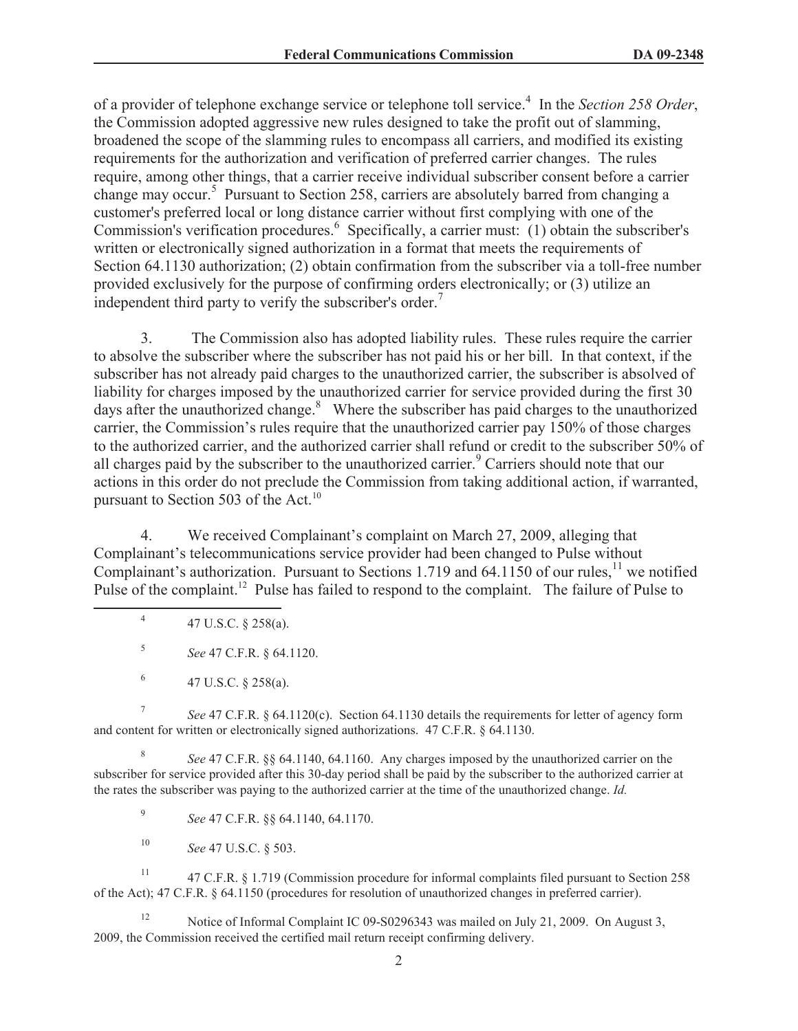of a provider of telephone exchange service or telephone toll service.[4] In the *Section 258 Order*, the Commission adopted aggressive new rules designed to take the profit out of slamming, broadened the scope of the slamming rules to encompass all carriers, and modified its existing requirements for the authorization and verification of preferred carrier changes. The rules require, among other things, that a carrier receive individual subscriber consent before a carrier change may occur.[5] Pursuant to Section 258, carriers are absolutely barred from changing a customer's preferred local or long distance carrier without first complying with one of the Commission's verification procedures.[6] Specifically, a carrier must: (1) obtain the subscriber's written or electronically signed authorization in a format that meets the requirements of Section 64.1130 authorization; (2) obtain confirmation from the subscriber via a toll-free number provided exclusively for the purpose of confirming orders electronically; or (3) utilize an independent third party to verify the subscriber's order.[7]

3. The Commission also has adopted liability rules. These rules require the carrier to absolve the subscriber where the subscriber has not paid his or her bill. In that context, if the subscriber has not already paid charges to the unauthorized carrier, the subscriber is absolved of liability for charges imposed by the unauthorized carrier for service provided during the first 30 days after the unauthorized change.[8] Where the subscriber has paid charges to the unauthorized carrier, the Commission's rules require that the unauthorized carrier pay 150% of those charges to the authorized carrier, and the authorized carrier shall refund or credit to the subscriber 50% of all charges paid by the subscriber to the unauthorized carrier.[9] Carriers should note that our actions in this order do not preclude the Commission from taking additional action, if warranted, pursuant to Section 503 of the Act.[10]

4. We received Complainant's complaint on March 27, 2009, alleging that Complainant's telecommunications service provider had been changed to Pulse without Complainant's authorization. Pursuant to Sections 1.719 and 64.1150 of our rules,[11] we notified Pulse of the complaint.[12] Pulse has failed to respond to the complaint. The failure of Pulse to

---

[4] 47 U.S.C. § 258(a).

[5] *See* 47 C.F.R. § 64.1120.

[6] 47 U.S.C. § 258(a).

[7] *See* 47 C.F.R. § 64.1120(c). Section 64.1130 details the requirements for letter of agency form and content for written or electronically signed authorizations. 47 C.F.R. § 64.1130.

[8] *See* 47 C.F.R. §§ 64.1140, 64.1160. Any charges imposed by the unauthorized carrier on the subscriber for service provided after this 30-day period shall be paid by the subscriber to the authorized carrier at the rates the subscriber was paying to the authorized carrier at the time of the unauthorized change. *Id.*

[9] *See* 47 C.F.R. §§ 64.1140, 64.1170.

[10] *See* 47 U.S.C. § 503.

[11] 47 C.F.R. § 1.719 (Commission procedure for informal complaints filed pursuant to Section 258 of the Act); 47 C.F.R. § 64.1150 (procedures for resolution of unauthorized changes in preferred carrier).

[12] Notice of Informal Complaint IC 09-S0296343 was mailed on July 21, 2009. On August 3, 2009, the Commission received the certified mail return receipt confirming delivery.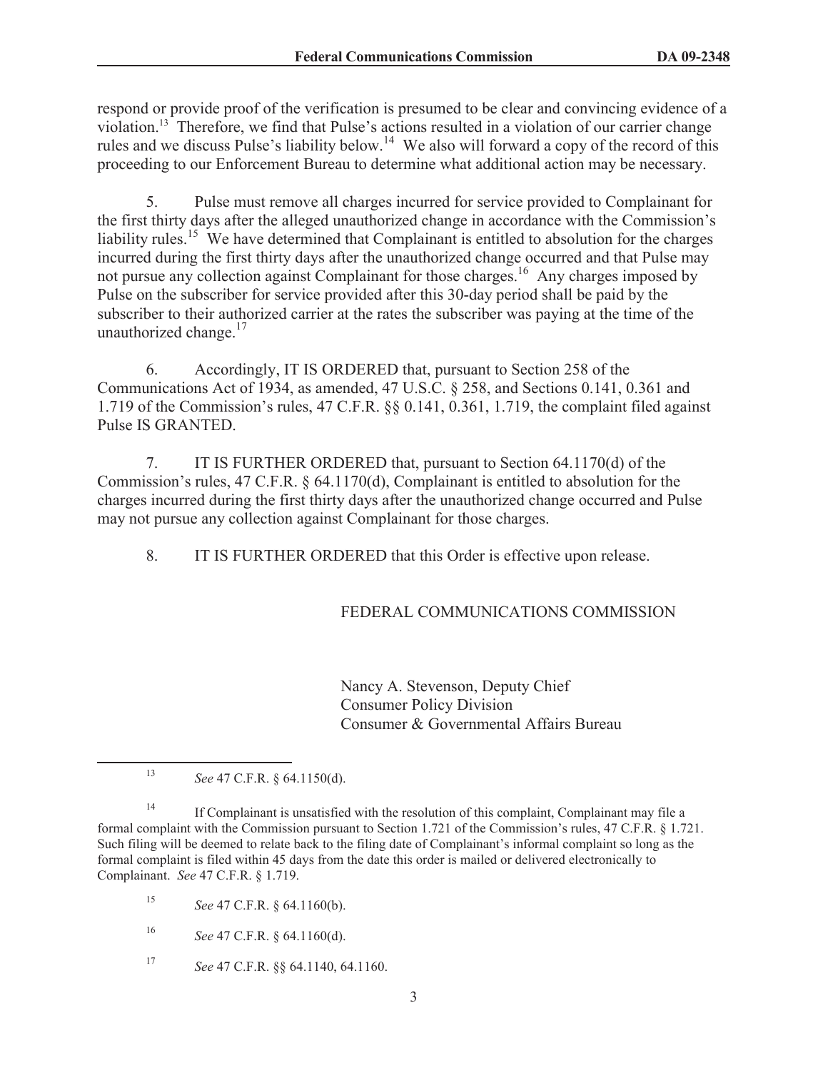respond or provide proof of the verification is presumed to be clear and convincing evidence of a violation.[13] Therefore, we find that Pulse's actions resulted in a violation of our carrier change rules and we discuss Pulse's liability below.[14] We also will forward a copy of the record of this proceeding to our Enforcement Bureau to determine what additional action may be necessary.

5. Pulse must remove all charges incurred for service provided to Complainant for the first thirty days after the alleged unauthorized change in accordance with the Commission's liability rules.[15] We have determined that Complainant is entitled to absolution for the charges incurred during the first thirty days after the unauthorized change occurred and that Pulse may not pursue any collection against Complainant for those charges.[16] Any charges imposed by Pulse on the subscriber for service provided after this 30-day period shall be paid by the subscriber to their authorized carrier at the rates the subscriber was paying at the time of the unauthorized change.[17]

6. Accordingly, IT IS ORDERED that, pursuant to Section 258 of the Communications Act of 1934, as amended, 47 U.S.C. § 258, and Sections 0.141, 0.361 and 1.719 of the Commission's rules, 47 C.F.R. §§ 0.141, 0.361, 1.719, the complaint filed against Pulse IS GRANTED.

7. IT IS FURTHER ORDERED that, pursuant to Section 64.1170(d) of the Commission's rules, 47 C.F.R. § 64.1170(d), Complainant is entitled to absolution for the charges incurred during the first thirty days after the unauthorized change occurred and Pulse may not pursue any collection against Complainant for those charges.

8. IT IS FURTHER ORDERED that this Order is effective upon release.

FEDERAL COMMUNICATIONS COMMISSION

Nancy A. Stevenson, Deputy Chief
Consumer Policy Division
Consumer & Governmental Affairs Bureau

---

[13] *See* 47 C.F.R. § 64.1150(d).

[14] If Complainant is unsatisfied with the resolution of this complaint, Complainant may file a formal complaint with the Commission pursuant to Section 1.721 of the Commission's rules, 47 C.F.R. § 1.721. Such filing will be deemed to relate back to the filing date of Complainant's informal complaint so long as the formal complaint is filed within 45 days from the date this order is mailed or delivered electronically to Complainant. *See* 47 C.F.R. § 1.719.

[15] *See* 47 C.F.R. § 64.1160(b).

[16] *See* 47 C.F.R. § 64.1160(d).

[17] *See* 47 C.F.R. §§ 64.1140, 64.1160.